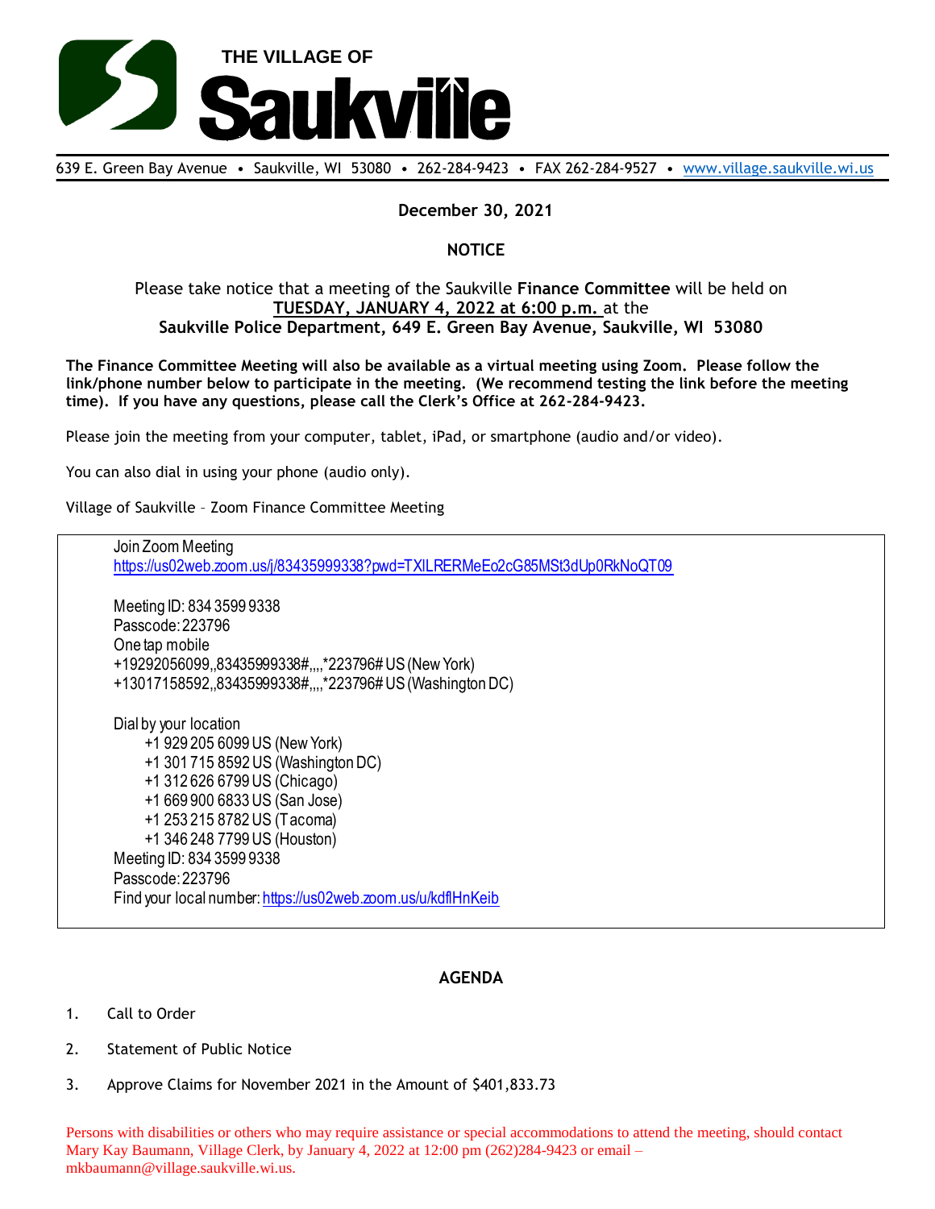# THE VILLAGE OF Saukville

639 E. Green Bay Avenue • Saukville, WI 53080 • 262-284-9423 • FAX 262-284-9527 • www.village.saukville.wi.us

**December 30, 2021**

**NOTICE**

Please take notice that a meeting of the Saukville **Finance Committee** will be held on **TUESDAY, JANUARY 4, 2022 at 6:00 p.m.** at the **Saukville Police Department, 649 E. Green Bay Avenue, Saukville, WI 53080**

**The Finance Committee Meeting will also be available as a virtual meeting using Zoom. Please follow the link/phone number below to participate in the meeting. (We recommend testing the link before the meeting time). If you have any questions, please call the Clerk's Office at 262-284-9423.**

Please join the meeting from your computer, tablet, iPad, or smartphone (audio and/or video).

You can also dial in using your phone (audio only).

Village of Saukville – Zoom Finance Committee Meeting

Join Zoom Meeting
https://us02web.zoom.us/j/83435999338?pwd=TXlLRERMeEo2cG85MSt3dUp0RkNoQT09

Meeting ID: 834 3599 9338
Passcode: 223796
One tap mobile
+19292056099,,83435999338#,,,,*223796# US (New York)
+13017158592,,83435999338#,,,,*223796# US (Washington DC)

Dial by your location
+1 929 205 6099 US (New York)
+1 301 715 8592 US (Washington DC)
+1 312 626 6799 US (Chicago)
+1 669 900 6833 US (San Jose)
+1 253 215 8782 US (Tacoma)
+1 346 248 7799 US (Houston)
Meeting ID: 834 3599 9338
Passcode: 223796
Find your local number: https://us02web.zoom.us/u/kdflHnKeib

## AGENDA

1. Call to Order
2. Statement of Public Notice
3. Approve Claims for November 2021 in the Amount of $401,833.73

Persons with disabilities or others who may require assistance or special accommodations to attend the meeting, should contact Mary Kay Baumann, Village Clerk, by January 4, 2022 at 12:00 pm (262)284-9423 or email – mkbaumann@village.saukville.wi.us.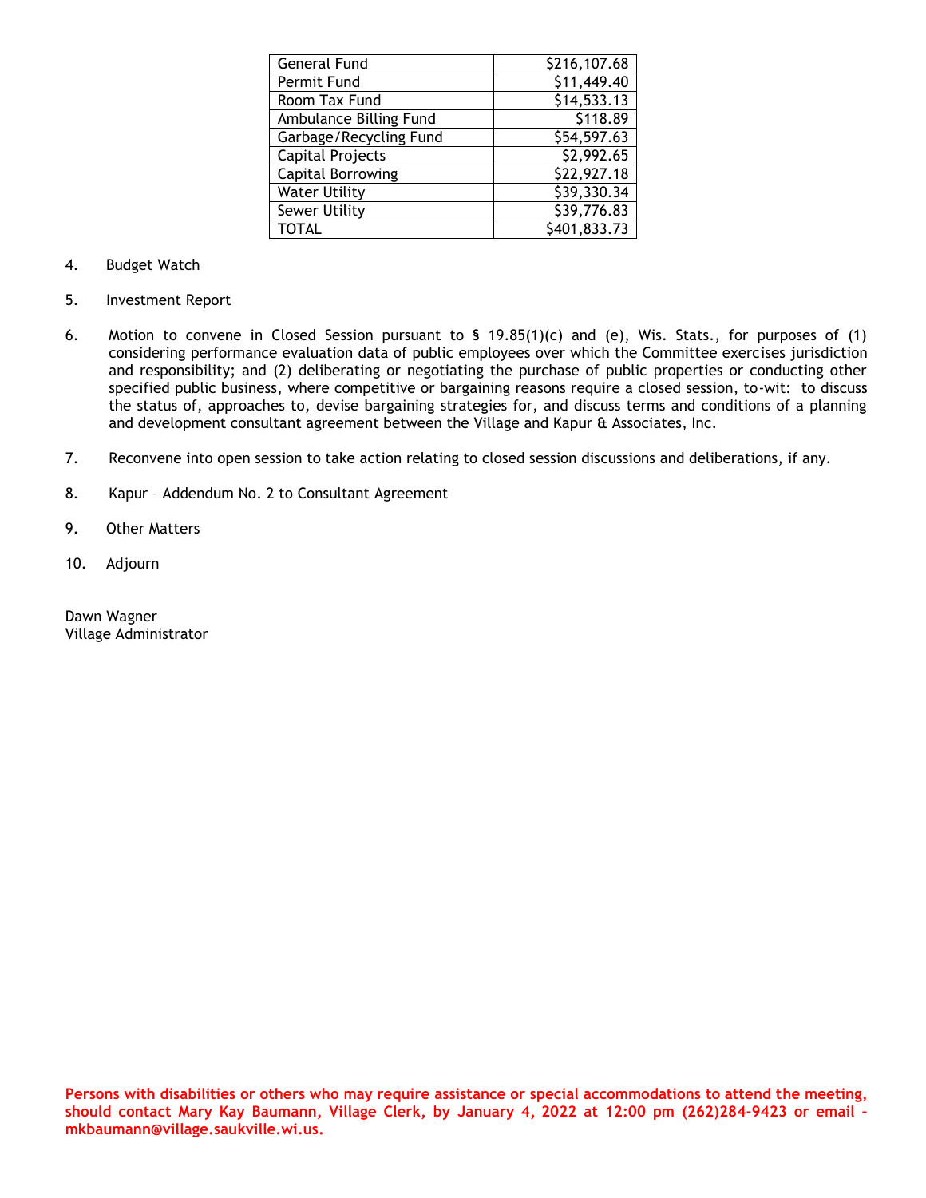| | |
|---|---|
| General Fund | $216,107.68 |
| Permit Fund | $11,449.40 |
| Room Tax Fund | $14,533.13 |
| Ambulance Billing Fund | $118.89 |
| Garbage/Recycling Fund | $54,597.63 |
| Capital Projects | $2,992.65 |
| Capital Borrowing | $22,927.18 |
| Water Utility | $39,330.34 |
| Sewer Utility | $39,776.83 |
| TOTAL | $401,833.73 |

4. Budget Watch

5. Investment Report

6. Motion to convene in Closed Session pursuant to § 19.85(1)(c) and (e), Wis. Stats., for purposes of (1) considering performance evaluation data of public employees over which the Committee exercises jurisdiction and responsibility; and (2) deliberating or negotiating the purchase of public properties or conducting other specified public business, where competitive or bargaining reasons require a closed session, to-wit: to discuss the status of, approaches to, devise bargaining strategies for, and discuss terms and conditions of a planning and development consultant agreement between the Village and Kapur & Associates, Inc.

7. Reconvene into open session to take action relating to closed session discussions and deliberations, if any.

8. Kapur – Addendum No. 2 to Consultant Agreement

9. Other Matters

10. Adjourn

Dawn Wagner
Village Administrator

**Persons with disabilities or others who may require assistance or special accommodations to attend the meeting, should contact Mary Kay Baumann, Village Clerk, by January 4, 2022 at 12:00 pm (262)284-9423 or email – mkbaumann@village.saukville.wi.us.**